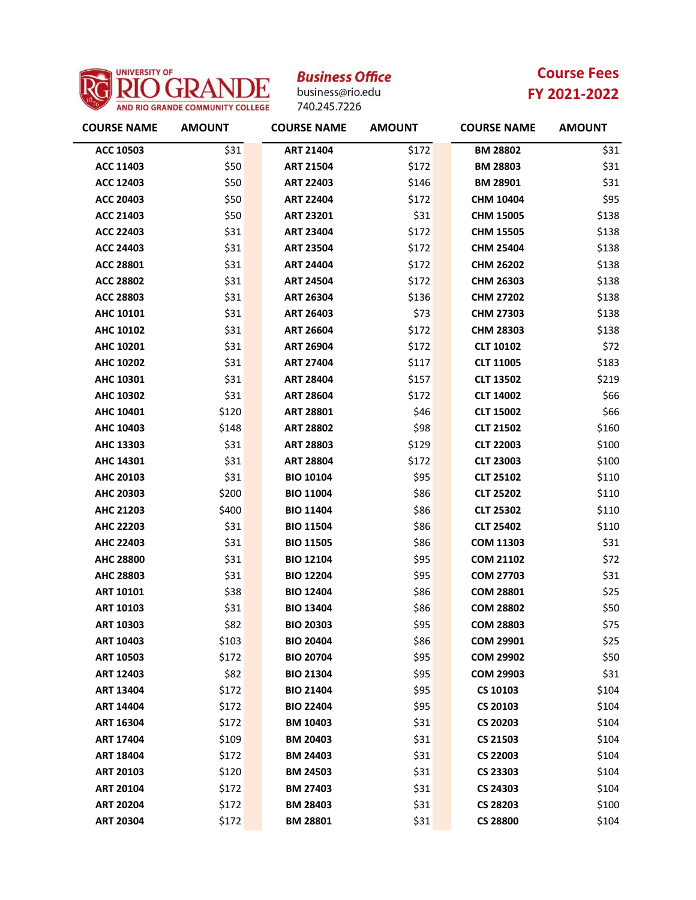UNIVERSITY OF RIO GRANDE AND RIO GRANDE COMMUNITY COLLEGE

**Business Office**
business@rio.edu
740.245.7226

# Course Fees FY 2021-2022

| COURSE NAME | AMOUNT | COURSE NAME | AMOUNT | COURSE NAME | AMOUNT |
|---|---|---|---|---|---|
| ACC 10503 | $31 | ART 21404 | $172 | BM 28802 | $31 |
| ACC 11403 | $50 | ART 21504 | $172 | BM 28803 | $31 |
| ACC 12403 | $50 | ART 22403 | $146 | BM 28901 | $31 |
| ACC 20403 | $50 | ART 22404 | $172 | CHM 10404 | $95 |
| ACC 21403 | $50 | ART 23201 | $31 | CHM 15005 | $138 |
| ACC 22403 | $31 | ART 23404 | $172 | CHM 15505 | $138 |
| ACC 24403 | $31 | ART 23504 | $172 | CHM 25404 | $138 |
| ACC 28801 | $31 | ART 24404 | $172 | CHM 26202 | $138 |
| ACC 28802 | $31 | ART 24504 | $172 | CHM 26303 | $138 |
| ACC 28803 | $31 | ART 26304 | $136 | CHM 27202 | $138 |
| AHC 10101 | $31 | ART 26403 | $73 | CHM 27303 | $138 |
| AHC 10102 | $31 | ART 26604 | $172 | CHM 28303 | $138 |
| AHC 10201 | $31 | ART 26904 | $172 | CLT 10102 | $72 |
| AHC 10202 | $31 | ART 27404 | $117 | CLT 11005 | $183 |
| AHC 10301 | $31 | ART 28404 | $157 | CLT 13502 | $219 |
| AHC 10302 | $31 | ART 28604 | $172 | CLT 14002 | $66 |
| AHC 10401 | $120 | ART 28801 | $46 | CLT 15002 | $66 |
| AHC 10403 | $148 | ART 28802 | $98 | CLT 21502 | $160 |
| AHC 13303 | $31 | ART 28803 | $129 | CLT 22003 | $100 |
| AHC 14301 | $31 | ART 28804 | $172 | CLT 23003 | $100 |
| AHC 20103 | $31 | BIO 10104 | $95 | CLT 25102 | $110 |
| AHC 20303 | $200 | BIO 11004 | $86 | CLT 25202 | $110 |
| AHC 21203 | $400 | BIO 11404 | $86 | CLT 25302 | $110 |
| AHC 22203 | $31 | BIO 11504 | $86 | CLT 25402 | $110 |
| AHC 22403 | $31 | BIO 11505 | $86 | COM 11303 | $31 |
| AHC 28800 | $31 | BIO 12104 | $95 | COM 21102 | $72 |
| AHC 28803 | $31 | BIO 12204 | $95 | COM 27703 | $31 |
| ART 10101 | $38 | BIO 12404 | $86 | COM 28801 | $25 |
| ART 10103 | $31 | BIO 13404 | $86 | COM 28802 | $50 |
| ART 10303 | $82 | BIO 20303 | $95 | COM 28803 | $75 |
| ART 10403 | $103 | BIO 20404 | $86 | COM 29901 | $25 |
| ART 10503 | $172 | BIO 20704 | $95 | COM 29902 | $50 |
| ART 12403 | $82 | BIO 21304 | $95 | COM 29903 | $31 |
| ART 13404 | $172 | BIO 21404 | $95 | CS 10103 | $104 |
| ART 14404 | $172 | BIO 22404 | $95 | CS 20103 | $104 |
| ART 16304 | $172 | BM 10403 | $31 | CS 20203 | $104 |
| ART 17404 | $109 | BM 20403 | $31 | CS 21503 | $104 |
| ART 18404 | $172 | BM 24403 | $31 | CS 22003 | $104 |
| ART 20103 | $120 | BM 24503 | $31 | CS 23303 | $104 |
| ART 20104 | $172 | BM 27403 | $31 | CS 24303 | $104 |
| ART 20204 | $172 | BM 28403 | $31 | CS 28203 | $100 |
| ART 20304 | $172 | BM 28801 | $31 | CS 28800 | $104 |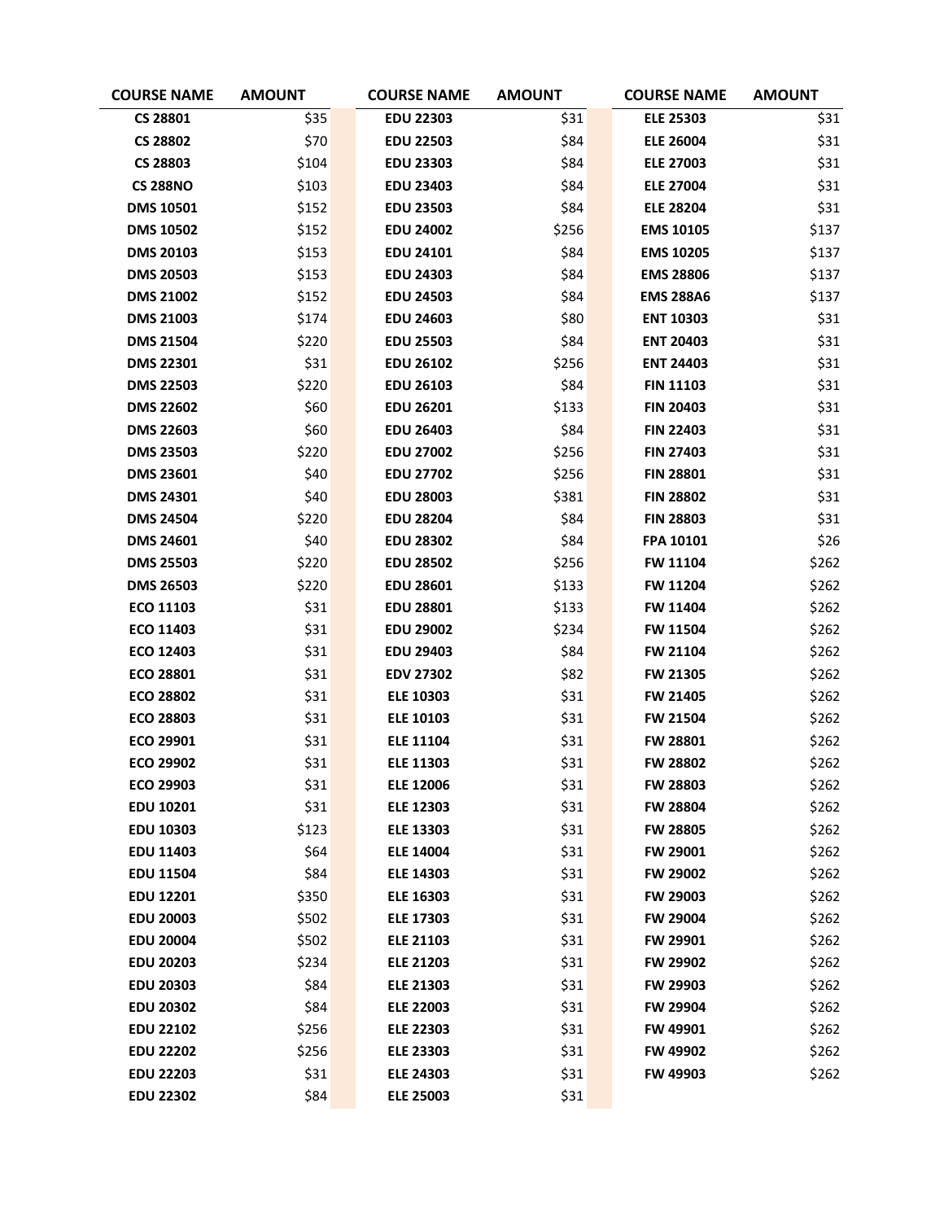| COURSE NAME | AMOUNT |
| --- | --- |
| CS 28801 | $35 |
| CS 28802 | $70 |
| CS 28803 | $104 |
| CS 288NO | $103 |
| DMS 10501 | $152 |
| DMS 10502 | $152 |
| DMS 20103 | $153 |
| DMS 20503 | $153 |
| DMS 21002 | $152 |
| DMS 21003 | $174 |
| DMS 21504 | $220 |
| DMS 22301 | $31 |
| DMS 22503 | $220 |
| DMS 22602 | $60 |
| DMS 22603 | $60 |
| DMS 23503 | $220 |
| DMS 23601 | $40 |
| DMS 24301 | $40 |
| DMS 24504 | $220 |
| DMS 24601 | $40 |
| DMS 25503 | $220 |
| DMS 26503 | $220 |
| ECO 11103 | $31 |
| ECO 11403 | $31 |
| ECO 12403 | $31 |
| ECO 28801 | $31 |
| ECO 28802 | $31 |
| ECO 28803 | $31 |
| ECO 29901 | $31 |
| ECO 29902 | $31 |
| ECO 29903 | $31 |
| EDU 10201 | $31 |
| EDU 10303 | $123 |
| EDU 11403 | $64 |
| EDU 11504 | $84 |
| EDU 12201 | $350 |
| EDU 20003 | $502 |
| EDU 20004 | $502 |
| EDU 20203 | $234 |
| EDU 20303 | $84 |
| EDU 20302 | $84 |
| EDU 22102 | $256 |
| EDU 22202 | $256 |
| EDU 22203 | $31 |
| EDU 22302 | $84 |
| EDU 22303 | $31 |
| EDU 22503 | $84 |
| EDU 23303 | $84 |
| EDU 23403 | $84 |
| EDU 23503 | $84 |
| EDU 24002 | $256 |
| EDU 24101 | $84 |
| EDU 24303 | $84 |
| EDU 24503 | $84 |
| EDU 24603 | $80 |
| EDU 25503 | $84 |
| EDU 26102 | $256 |
| EDU 26103 | $84 |
| EDU 26201 | $133 |
| EDU 26403 | $84 |
| EDU 27002 | $256 |
| EDU 27702 | $256 |
| EDU 28003 | $381 |
| EDU 28204 | $84 |
| EDU 28302 | $84 |
| EDU 28502 | $256 |
| EDU 28601 | $133 |
| EDU 28801 | $133 |
| EDU 29002 | $234 |
| EDU 29403 | $84 |
| EDV 27302 | $82 |
| ELE 10303 | $31 |
| ELE 10103 | $31 |
| ELE 11104 | $31 |
| ELE 11303 | $31 |
| ELE 12006 | $31 |
| ELE 12303 | $31 |
| ELE 13303 | $31 |
| ELE 14004 | $31 |
| ELE 14303 | $31 |
| ELE 16303 | $31 |
| ELE 17303 | $31 |
| ELE 21103 | $31 |
| ELE 21203 | $31 |
| ELE 21303 | $31 |
| ELE 22003 | $31 |
| ELE 22303 | $31 |
| ELE 23303 | $31 |
| ELE 24303 | $31 |
| ELE 25003 | $31 |
| ELE 25303 | $31 |
| ELE 26004 | $31 |
| ELE 27003 | $31 |
| ELE 27004 | $31 |
| ELE 28204 | $31 |
| EMS 10105 | $137 |
| EMS 10205 | $137 |
| EMS 28806 | $137 |
| EMS 288A6 | $137 |
| ENT 10303 | $31 |
| ENT 20403 | $31 |
| ENT 24403 | $31 |
| FIN 11103 | $31 |
| FIN 20403 | $31 |
| FIN 22403 | $31 |
| FIN 27403 | $31 |
| FIN 28801 | $31 |
| FIN 28802 | $31 |
| FIN 28803 | $31 |
| FPA 10101 | $26 |
| FW 11104 | $262 |
| FW 11204 | $262 |
| FW 11404 | $262 |
| FW 11504 | $262 |
| FW 21104 | $262 |
| FW 21305 | $262 |
| FW 21405 | $262 |
| FW 21504 | $262 |
| FW 28801 | $262 |
| FW 28802 | $262 |
| FW 28803 | $262 |
| FW 28804 | $262 |
| FW 28805 | $262 |
| FW 29001 | $262 |
| FW 29002 | $262 |
| FW 29003 | $262 |
| FW 29004 | $262 |
| FW 29901 | $262 |
| FW 29902 | $262 |
| FW 29903 | $262 |
| FW 29904 | $262 |
| FW 49901 | $262 |
| FW 49902 | $262 |
| FW 49903 | $262 |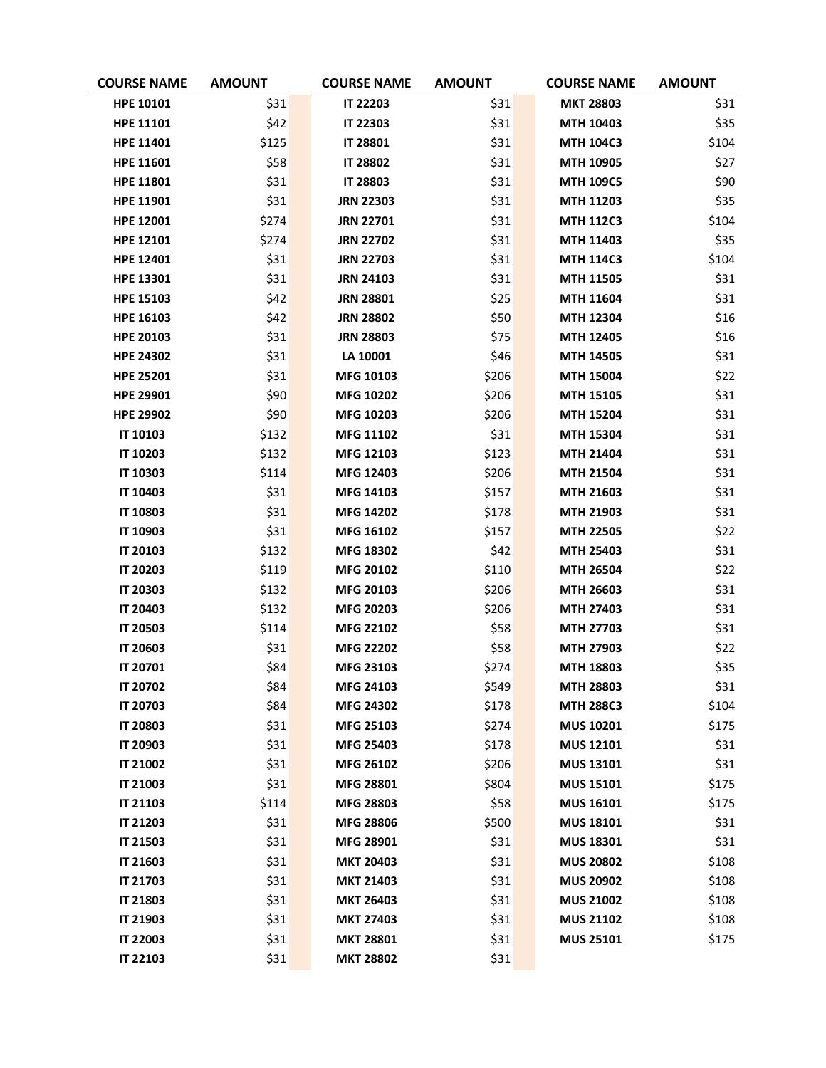| COURSE NAME | AMOUNT |
|---|---|
| HPE 10101 | $31 |
| HPE 11101 | $42 |
| HPE 11401 | $125 |
| HPE 11601 | $58 |
| HPE 11801 | $31 |
| HPE 11901 | $31 |
| HPE 12001 | $274 |
| HPE 12101 | $274 |
| HPE 12401 | $31 |
| HPE 13301 | $31 |
| HPE 15103 | $42 |
| HPE 16103 | $42 |
| HPE 20103 | $31 |
| HPE 24302 | $31 |
| HPE 25201 | $31 |
| HPE 29901 | $90 |
| HPE 29902 | $90 |
| IT 10103 | $132 |
| IT 10203 | $132 |
| IT 10303 | $114 |
| IT 10403 | $31 |
| IT 10803 | $31 |
| IT 10903 | $31 |
| IT 20103 | $132 |
| IT 20203 | $119 |
| IT 20303 | $132 |
| IT 20403 | $132 |
| IT 20503 | $114 |
| IT 20603 | $31 |
| IT 20701 | $84 |
| IT 20702 | $84 |
| IT 20703 | $84 |
| IT 20803 | $31 |
| IT 20903 | $31 |
| IT 21002 | $31 |
| IT 21003 | $31 |
| IT 21103 | $114 |
| IT 21203 | $31 |
| IT 21503 | $31 |
| IT 21603 | $31 |
| IT 21703 | $31 |
| IT 21803 | $31 |
| IT 21903 | $31 |
| IT 22003 | $31 |
| IT 22103 | $31 |
| IT 22203 | $31 |
| IT 22303 | $31 |
| IT 28801 | $31 |
| IT 28802 | $31 |
| IT 28803 | $31 |
| JRN 22303 | $31 |
| JRN 22701 | $31 |
| JRN 22702 | $31 |
| JRN 22703 | $31 |
| JRN 24103 | $31 |
| JRN 28801 | $25 |
| JRN 28802 | $50 |
| JRN 28803 | $75 |
| LA 10001 | $46 |
| MFG 10103 | $206 |
| MFG 10202 | $206 |
| MFG 10203 | $206 |
| MFG 11102 | $31 |
| MFG 12103 | $123 |
| MFG 12403 | $206 |
| MFG 14103 | $157 |
| MFG 14202 | $178 |
| MFG 16102 | $157 |
| MFG 18302 | $42 |
| MFG 20102 | $110 |
| MFG 20103 | $206 |
| MFG 20203 | $206 |
| MFG 22102 | $58 |
| MFG 22202 | $58 |
| MFG 23103 | $274 |
| MFG 24103 | $549 |
| MFG 24302 | $178 |
| MFG 25103 | $274 |
| MFG 25403 | $178 |
| MFG 26102 | $206 |
| MFG 28801 | $804 |
| MFG 28803 | $58 |
| MFG 28806 | $500 |
| MFG 28901 | $31 |
| MKT 20403 | $31 |
| MKT 21403 | $31 |
| MKT 26403 | $31 |
| MKT 27403 | $31 |
| MKT 28801 | $31 |
| MKT 28802 | $31 |
| MKT 28803 | $31 |
| MTH 10403 | $35 |
| MTH 104C3 | $104 |
| MTH 10905 | $27 |
| MTH 109C5 | $90 |
| MTH 11203 | $35 |
| MTH 112C3 | $104 |
| MTH 11403 | $35 |
| MTH 114C3 | $104 |
| MTH 11505 | $31 |
| MTH 11604 | $31 |
| MTH 12304 | $16 |
| MTH 12405 | $16 |
| MTH 14505 | $31 |
| MTH 15004 | $22 |
| MTH 15105 | $31 |
| MTH 15204 | $31 |
| MTH 15304 | $31 |
| MTH 21404 | $31 |
| MTH 21504 | $31 |
| MTH 21603 | $31 |
| MTH 21903 | $31 |
| MTH 22505 | $22 |
| MTH 25403 | $31 |
| MTH 26504 | $22 |
| MTH 26603 | $31 |
| MTH 27403 | $31 |
| MTH 27703 | $31 |
| MTH 27903 | $22 |
| MTH 18803 | $35 |
| MTH 28803 | $31 |
| MTH 288C3 | $104 |
| MUS 10201 | $175 |
| MUS 12101 | $31 |
| MUS 13101 | $31 |
| MUS 15101 | $175 |
| MUS 16101 | $175 |
| MUS 18101 | $31 |
| MUS 18301 | $31 |
| MUS 20802 | $108 |
| MUS 20902 | $108 |
| MUS 21002 | $108 |
| MUS 21102 | $108 |
| MUS 25101 | $175 |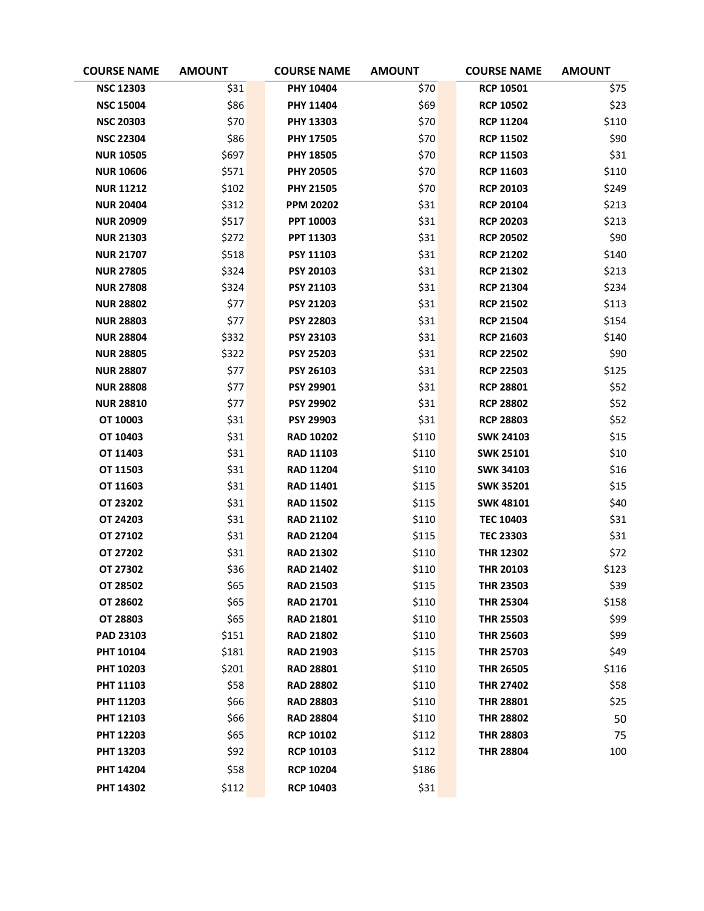| COURSE NAME | AMOUNT | COURSE NAME | AMOUNT | COURSE NAME | AMOUNT |
|---|---|---|---|---|---|
| NSC 12303 | $31 | PHY 10404 | $70 | RCP 10501 | $75 |
| NSC 15004 | $86 | PHY 11404 | $69 | RCP 10502 | $23 |
| NSC 20303 | $70 | PHY 13303 | $70 | RCP 11204 | $110 |
| NSC 22304 | $86 | PHY 17505 | $70 | RCP 11502 | $90 |
| NUR 10505 | $697 | PHY 18505 | $70 | RCP 11503 | $31 |
| NUR 10606 | $571 | PHY 20505 | $70 | RCP 11603 | $110 |
| NUR 11212 | $102 | PHY 21505 | $70 | RCP 20103 | $249 |
| NUR 20404 | $312 | PPM 20202 | $31 | RCP 20104 | $213 |
| NUR 20909 | $517 | PPT 10003 | $31 | RCP 20203 | $213 |
| NUR 21303 | $272 | PPT 11303 | $31 | RCP 20502 | $90 |
| NUR 21707 | $518 | PSY 11103 | $31 | RCP 21202 | $140 |
| NUR 27805 | $324 | PSY 20103 | $31 | RCP 21302 | $213 |
| NUR 27808 | $324 | PSY 21103 | $31 | RCP 21304 | $234 |
| NUR 28802 | $77 | PSY 21203 | $31 | RCP 21502 | $113 |
| NUR 28803 | $77 | PSY 22803 | $31 | RCP 21504 | $154 |
| NUR 28804 | $332 | PSY 23103 | $31 | RCP 21603 | $140 |
| NUR 28805 | $322 | PSY 25203 | $31 | RCP 22502 | $90 |
| NUR 28807 | $77 | PSY 26103 | $31 | RCP 22503 | $125 |
| NUR 28808 | $77 | PSY 29901 | $31 | RCP 28801 | $52 |
| NUR 28810 | $77 | PSY 29902 | $31 | RCP 28802 | $52 |
| OT 10003 | $31 | PSY 29903 | $31 | RCP 28803 | $52 |
| OT 10403 | $31 | RAD 10202 | $110 | SWK 24103 | $15 |
| OT 11403 | $31 | RAD 11103 | $110 | SWK 25101 | $10 |
| OT 11503 | $31 | RAD 11204 | $110 | SWK 34103 | $16 |
| OT 11603 | $31 | RAD 11401 | $115 | SWK 35201 | $15 |
| OT 23202 | $31 | RAD 11502 | $115 | SWK 48101 | $40 |
| OT 24203 | $31 | RAD 21102 | $110 | TEC 10403 | $31 |
| OT 27102 | $31 | RAD 21204 | $115 | TEC 23303 | $31 |
| OT 27202 | $31 | RAD 21302 | $110 | THR 12302 | $72 |
| OT 27302 | $36 | RAD 21402 | $110 | THR 20103 | $123 |
| OT 28502 | $65 | RAD 21503 | $115 | THR 23503 | $39 |
| OT 28602 | $65 | RAD 21701 | $110 | THR 25304 | $158 |
| OT 28803 | $65 | RAD 21801 | $110 | THR 25503 | $99 |
| PAD 23103 | $151 | RAD 21802 | $110 | THR 25603 | $99 |
| PHT 10104 | $181 | RAD 21903 | $115 | THR 25703 | $49 |
| PHT 10203 | $201 | RAD 28801 | $110 | THR 26505 | $116 |
| PHT 11103 | $58 | RAD 28802 | $110 | THR 27402 | $58 |
| PHT 11203 | $66 | RAD 28803 | $110 | THR 28801 | $25 |
| PHT 12103 | $66 | RAD 28804 | $110 | THR 28802 | 50 |
| PHT 12203 | $65 | RCP 10102 | $112 | THR 28803 | 75 |
| PHT 13203 | $92 | RCP 10103 | $112 | THR 28804 | 100 |
| PHT 14204 | $58 | RCP 10204 | $186 | | |
| PHT 14302 | $112 | RCP 10403 | $31 | | |